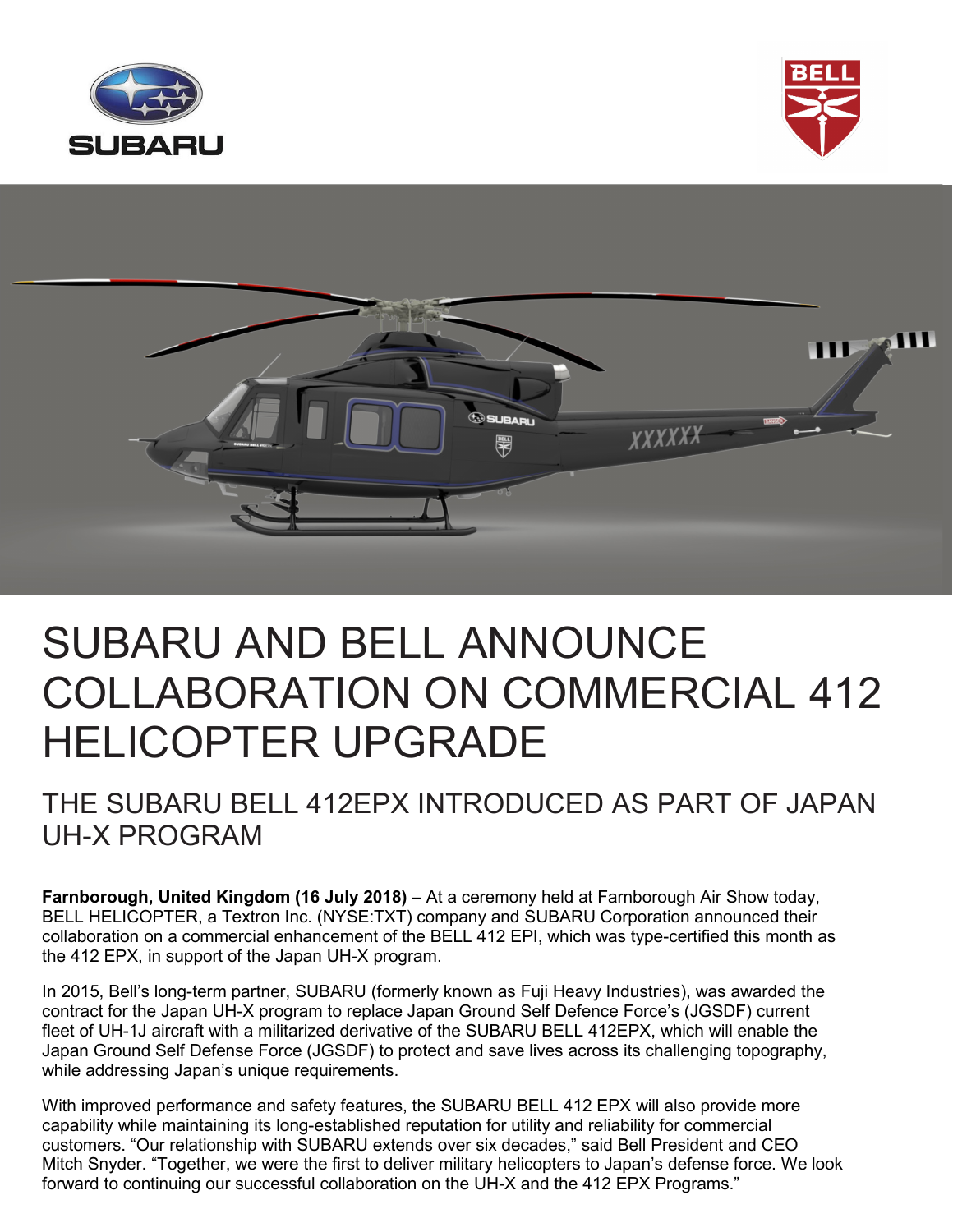# SUBARU AND BELL ANNOUNCE COLLABORATION ON COMMERCIAL 412 HELICOPTER UPGRADE

## THE SUBARU BELL 412EPX INTRODUCED AS PART OF JAPAN UH-X PROGRAM

**Farnborough, United Kingdom (16 July 2018)** – At a ceremony held at Farnborough Air Show today, BELL HELICOPTER, a Textron Inc. (NYSE:TXT) company and SUBARU Corporation announced their collaboration on a commercial enhancement of the BELL 412 EPI, which was type-certified this month as the 412 EPX, in support of the Japan UH-X program.

In 2015, Bell's long-term partner, SUBARU (formerly known as Fuji Heavy Industries), was awarded the contract for the Japan UH-X program to replace Japan Ground Self Defence Force's (JGSDF) current fleet of UH-1J aircraft with a militarized derivative of the SUBARU BELL 412EPX, which will enable the Japan Ground Self Defense Force (JGSDF) to protect and save lives across its challenging topography, while addressing Japan's unique requirements.

With improved performance and safety features, the SUBARU BELL 412 EPX will also provide more capability while maintaining its long-established reputation for utility and reliability for commercial customers. "Our relationship with SUBARU extends over six decades," said Bell President and CEO Mitch Snyder. "Together, we were the first to deliver military helicopters to Japan's defense force. We look forward to continuing our successful collaboration on the UH-X and the 412 EPX Programs."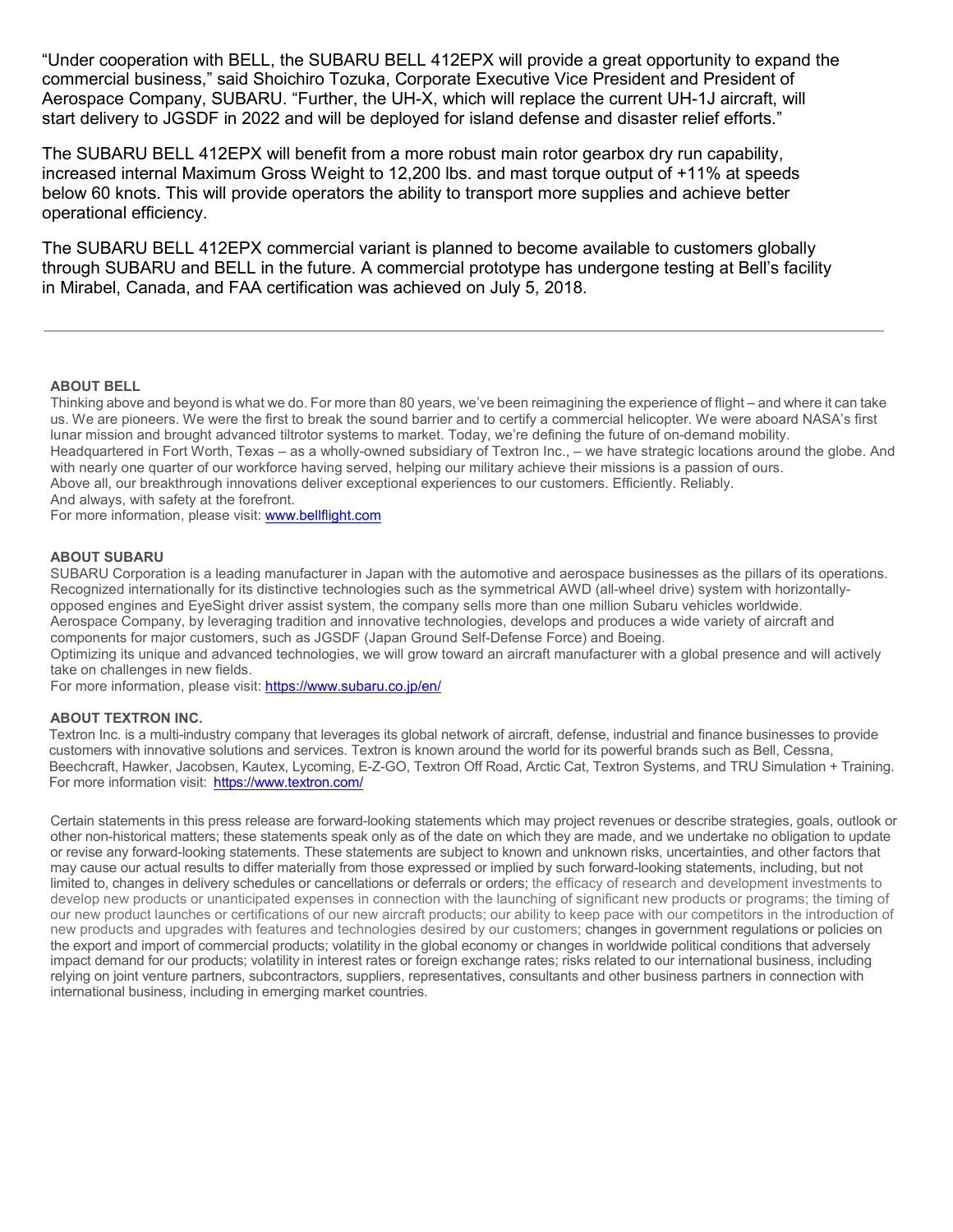"Under cooperation with BELL, the SUBARU BELL 412EPX will provide a great opportunity to expand the commercial business," said Shoichiro Tozuka, Corporate Executive Vice President and President of Aerospace Company, SUBARU. "Further, the UH-X, which will replace the current UH-1J aircraft, will start delivery to JGSDF in 2022 and will be deployed for island defense and disaster relief efforts."

The SUBARU BELL 412EPX will benefit from a more robust main rotor gearbox dry run capability, increased internal Maximum Gross Weight to 12,200 lbs. and mast torque output of +11% at speeds below 60 knots. This will provide operators the ability to transport more supplies and achieve better operational efficiency.

The SUBARU BELL 412EPX commercial variant is planned to become available to customers globally through SUBARU and BELL in the future. A commercial prototype has undergone testing at Bell's facility in Mirabel, Canada, and FAA certification was achieved on July 5, 2018.

---

**ABOUT BELL**

Thinking above and beyond is what we do. For more than 80 years, we've been reimagining the experience of flight – and where it can take us. We are pioneers. We were the first to break the sound barrier and to certify a commercial helicopter. We were aboard NASA's first lunar mission and brought advanced tiltrotor systems to market. Today, we're defining the future of on-demand mobility.
Headquartered in Fort Worth, Texas – as a wholly-owned subsidiary of Textron Inc., – we have strategic locations around the globe. And with nearly one quarter of our workforce having served, helping our military achieve their missions is a passion of ours.
Above all, our breakthrough innovations deliver exceptional experiences to our customers. Efficiently. Reliably.
And always, with safety at the forefront.
For more information, please visit: www.bellflight.com

**ABOUT SUBARU**

SUBARU Corporation is a leading manufacturer in Japan with the automotive and aerospace businesses as the pillars of its operations. Recognized internationally for its distinctive technologies such as the symmetrical AWD (all-wheel drive) system with horizontally-opposed engines and EyeSight driver assist system, the company sells more than one million Subaru vehicles worldwide.
Aerospace Company, by leveraging tradition and innovative technologies, develops and produces a wide variety of aircraft and components for major customers, such as JGSDF (Japan Ground Self-Defense Force) and Boeing.
Optimizing its unique and advanced technologies, we will grow toward an aircraft manufacturer with a global presence and will actively take on challenges in new fields.
For more information, please visit: https://www.subaru.co.jp/en/

**ABOUT TEXTRON INC.**

Textron Inc. is a multi-industry company that leverages its global network of aircraft, defense, industrial and finance businesses to provide customers with innovative solutions and services. Textron is known around the world for its powerful brands such as Bell, Cessna, Beechcraft, Hawker, Jacobsen, Kautex, Lycoming, E-Z-GO, Textron Off Road, Arctic Cat, Textron Systems, and TRU Simulation + Training.
For more information visit: https://www.textron.com/

Certain statements in this press release are forward-looking statements which may project revenues or describe strategies, goals, outlook or other non-historical matters; these statements speak only as of the date on which they are made, and we undertake no obligation to update or revise any forward-looking statements. These statements are subject to known and unknown risks, uncertainties, and other factors that may cause our actual results to differ materially from those expressed or implied by such forward-looking statements, including, but not limited to, changes in delivery schedules or cancellations or deferrals or orders; the efficacy of research and development investments to develop new products or unanticipated expenses in connection with the launching of significant new products or programs; the timing of our new product launches or certifications of our new aircraft products; our ability to keep pace with our competitors in the introduction of new products and upgrades with features and technologies desired by our customers; changes in government regulations or policies on the export and import of commercial products; volatility in the global economy or changes in worldwide political conditions that adversely impact demand for our products; volatility in interest rates or foreign exchange rates; risks related to our international business, including relying on joint venture partners, subcontractors, suppliers, representatives, consultants and other business partners in connection with international business, including in emerging market countries.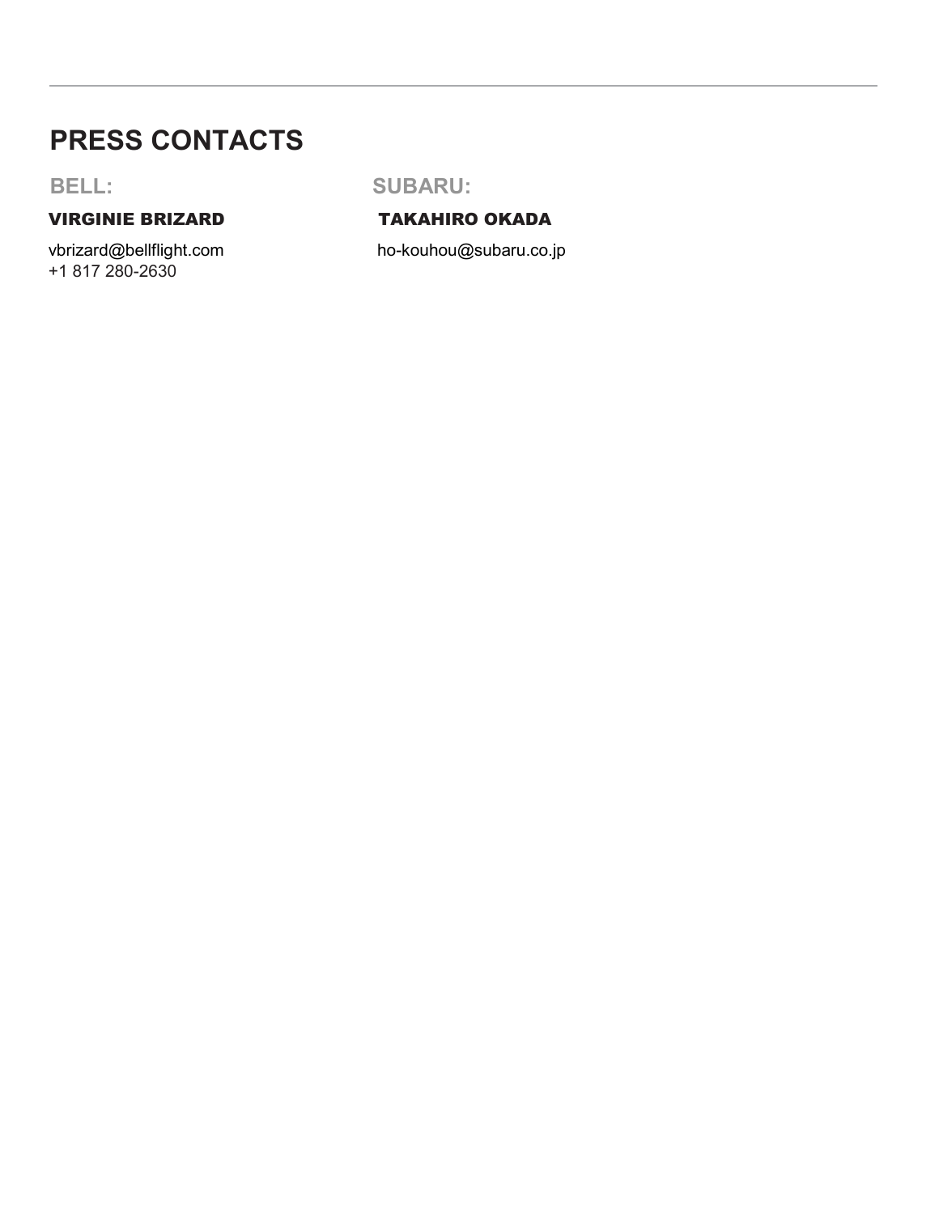## PRESS CONTACTS

### BELL:

**VIRGINIE BRIZARD**

vbrizard@bellflight.com
+1 817 280-2630

### SUBARU:

**TAKAHIRO OKADA**

ho-kouhou@subaru.co.jp